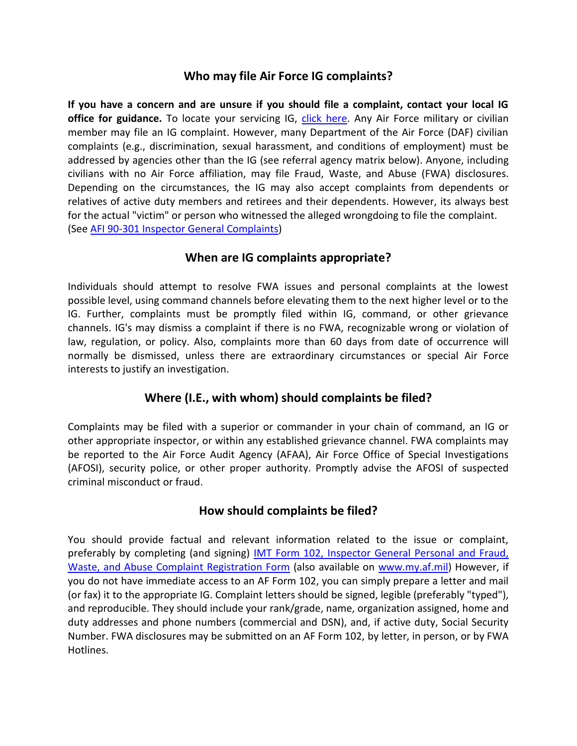## Who may file Air Force IG complaints?

**If you have a concern and are unsure if you should file a complaint, contact your local IG office for guidance.** To locate your servicing IG, click here. Any Air Force military or civilian member may file an IG complaint. However, many Department of the Air Force (DAF) civilian complaints (e.g., discrimination, sexual harassment, and conditions of employment) must be addressed by agencies other than the IG (see referral agency matrix below). Anyone, including civilians with no Air Force affiliation, may file Fraud, Waste, and Abuse (FWA) disclosures. Depending on the circumstances, the IG may also accept complaints from dependents or relatives of active duty members and retirees and their dependents. However, its always best for the actual "victim" or person who witnessed the alleged wrongdoing to file the complaint. (See AFI 90-301 Inspector General Complaints)

## When are IG complaints appropriate?

Individuals should attempt to resolve FWA issues and personal complaints at the lowest possible level, using command channels before elevating them to the next higher level or to the IG. Further, complaints must be promptly filed within IG, command, or other grievance channels. IG's may dismiss a complaint if there is no FWA, recognizable wrong or violation of law, regulation, or policy. Also, complaints more than 60 days from date of occurrence will normally be dismissed, unless there are extraordinary circumstances or special Air Force interests to justify an investigation.

## Where (I.E., with whom) should complaints be filed?

Complaints may be filed with a superior or commander in your chain of command, an IG or other appropriate inspector, or within any established grievance channel. FWA complaints may be reported to the Air Force Audit Agency (AFAA), Air Force Office of Special Investigations (AFOSI), security police, or other proper authority. Promptly advise the AFOSI of suspected criminal misconduct or fraud.

## How should complaints be filed?

You should provide factual and relevant information related to the issue or complaint, preferably by completing (and signing) IMT Form 102, Inspector General Personal and Fraud, Waste, and Abuse Complaint Registration Form (also available on www.my.af.mil) However, if you do not have immediate access to an AF Form 102, you can simply prepare a letter and mail (or fax) it to the appropriate IG. Complaint letters should be signed, legible (preferably "typed"), and reproducible. They should include your rank/grade, name, organization assigned, home and duty addresses and phone numbers (commercial and DSN), and, if active duty, Social Security Number. FWA disclosures may be submitted on an AF Form 102, by letter, in person, or by FWA Hotlines.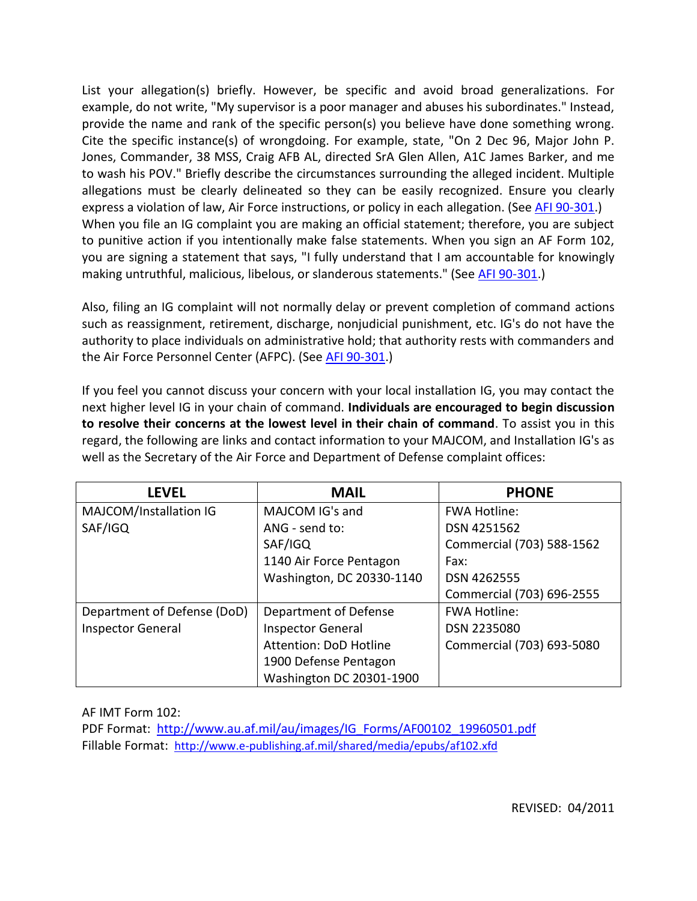List your allegation(s) briefly. However, be specific and avoid broad generalizations. For example, do not write, "My supervisor is a poor manager and abuses his subordinates." Instead, provide the name and rank of the specific person(s) you believe have done something wrong. Cite the specific instance(s) of wrongdoing. For example, state, "On 2 Dec 96, Major John P. Jones, Commander, 38 MSS, Craig AFB AL, directed SrA Glen Allen, A1C James Barker, and me to wash his POV." Briefly describe the circumstances surrounding the alleged incident. Multiple allegations must be clearly delineated so they can be easily recognized. Ensure you clearly express a violation of law, Air Force instructions, or policy in each allegation. (See [AFI 90-301](AFI 90-301).) When you file an IG complaint you are making an official statement; therefore, you are subject to punitive action if you intentionally make false statements. When you sign an AF Form 102, you are signing a statement that says, "I fully understand that I am accountable for knowingly making untruthful, malicious, libelous, or slanderous statements." (See [AFI 90-301](AFI 90-301).)

Also, filing an IG complaint will not normally delay or prevent completion of command actions such as reassignment, retirement, discharge, nonjudicial punishment, etc. IG's do not have the authority to place individuals on administrative hold; that authority rests with commanders and the Air Force Personnel Center (AFPC). (See [AFI 90-301](AFI 90-301).)

If you feel you cannot discuss your concern with your local installation IG, you may contact the next higher level IG in your chain of command. **Individuals are encouraged to begin discussion to resolve their concerns at the lowest level in their chain of command**. To assist you in this regard, the following are links and contact information to your MAJCOM, and Installation IG's as well as the Secretary of the Air Force and Department of Defense complaint offices:

| LEVEL | MAIL | PHONE |
|---|---|---|
| MAJCOM/Installation IG<br>SAF/IGQ | MAJCOM IG's and<br>ANG - send to:<br>SAF/IGQ<br>1140 Air Force Pentagon<br>Washington, DC 20330-1140 | FWA Hotline:<br>DSN 4251562<br>Commercial (703) 588-1562<br>Fax:<br>DSN 4262555<br>Commercial (703) 696-2555 |
| Department of Defense (DoD)<br>Inspector General | Department of Defense<br>Inspector General<br>Attention: DoD Hotline<br>1900 Defense Pentagon<br>Washington DC 20301-1900 | FWA Hotline:<br>DSN 2235080<br>Commercial (703) 693-5080 |

AF IMT Form 102:
PDF Format: http://www.au.af.mil/au/images/IG_Forms/AF00102_19960501.pdf
Fillable Format: http://www.e-publishing.af.mil/shared/media/epubs/af102.xfd

REVISED: 04/2011